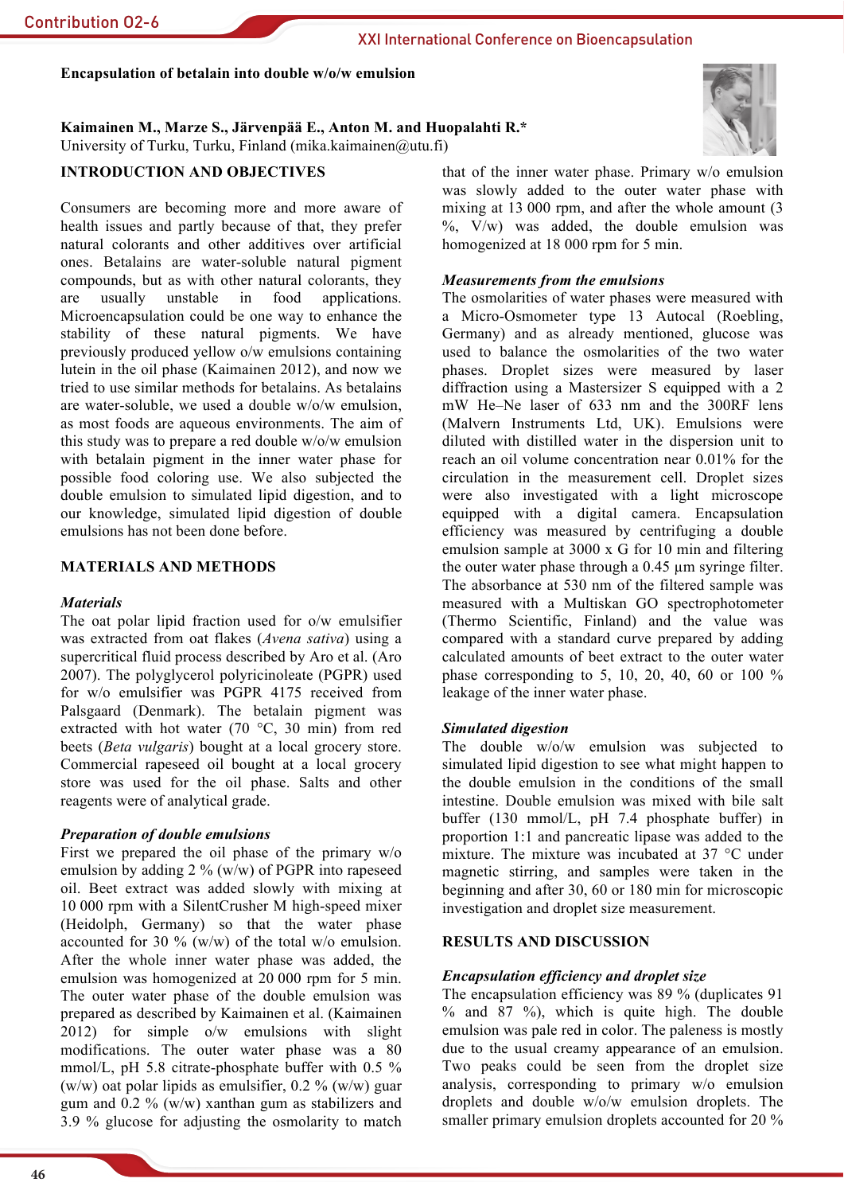# Encapsulation of betalain into double w/o/w emulsion

**Kaimainen M., Marze S., Järvenpää E., Anton M. and Huopalahti R.***
University of Turku, Turku, Finland (mika.kaimainen@utu.fi)

## INTRODUCTION AND OBJECTIVES

Consumers are becoming more and more aware of health issues and partly because of that, they prefer natural colorants and other additives over artificial ones. Betalains are water-soluble natural pigment compounds, but as with other natural colorants, they are usually unstable in food applications. Microencapsulation could be one way to enhance the stability of these natural pigments. We have previously produced yellow o/w emulsions containing lutein in the oil phase (Kaimainen 2012), and now we tried to use similar methods for betalains. As betalains are water-soluble, we used a double w/o/w emulsion, as most foods are aqueous environments. The aim of this study was to prepare a red double w/o/w emulsion with betalain pigment in the inner water phase for possible food coloring use. We also subjected the double emulsion to simulated lipid digestion, and to our knowledge, simulated lipid digestion of double emulsions has not been done before.

## MATERIALS AND METHODS

### *Materials*

The oat polar lipid fraction used for o/w emulsifier was extracted from oat flakes (*Avena sativa*) using a supercritical fluid process described by Aro et al. (Aro 2007). The polyglycerol polyricinoleate (PGPR) used for w/o emulsifier was PGPR 4175 received from Palsgaard (Denmark). The betalain pigment was extracted with hot water (70 °C, 30 min) from red beets (*Beta vulgaris*) bought at a local grocery store. Commercial rapeseed oil bought at a local grocery store was used for the oil phase. Salts and other reagents were of analytical grade.

### *Preparation of double emulsions*

First we prepared the oil phase of the primary w/o emulsion by adding 2 % (w/w) of PGPR into rapeseed oil. Beet extract was added slowly with mixing at 10 000 rpm with a SilentCrusher M high-speed mixer (Heidolph, Germany) so that the water phase accounted for 30 % (w/w) of the total w/o emulsion. After the whole inner water phase was added, the emulsion was homogenized at 20 000 rpm for 5 min. The outer water phase of the double emulsion was prepared as described by Kaimainen et al. (Kaimainen 2012) for simple o/w emulsions with slight modifications. The outer water phase was a 80 mmol/L, pH 5.8 citrate-phosphate buffer with 0.5 % (w/w) oat polar lipids as emulsifier, 0.2 % (w/w) guar gum and 0.2 % (w/w) xanthan gum as stabilizers and 3.9 % glucose for adjusting the osmolarity to match that of the inner water phase. Primary w/o emulsion was slowly added to the outer water phase with mixing at 13 000 rpm, and after the whole amount (3 %, V/w) was added, the double emulsion was homogenized at 18 000 rpm for 5 min.

### *Measurements from the emulsions*

The osmolarities of water phases were measured with a Micro-Osmometer type 13 Autocal (Roebling, Germany) and as already mentioned, glucose was used to balance the osmolarities of the two water phases. Droplet sizes were measured by laser diffraction using a Mastersizer S equipped with a 2 mW He–Ne laser of 633 nm and the 300RF lens (Malvern Instruments Ltd, UK). Emulsions were diluted with distilled water in the dispersion unit to reach an oil volume concentration near 0.01% for the circulation in the measurement cell. Droplet sizes were also investigated with a light microscope equipped with a digital camera. Encapsulation efficiency was measured by centrifuging a double emulsion sample at 3000 x G for 10 min and filtering the outer water phase through a 0.45 µm syringe filter. The absorbance at 530 nm of the filtered sample was measured with a Multiskan GO spectrophotometer (Thermo Scientific, Finland) and the value was compared with a standard curve prepared by adding calculated amounts of beet extract to the outer water phase corresponding to 5, 10, 20, 40, 60 or 100 % leakage of the inner water phase.

### *Simulated digestion*

The double w/o/w emulsion was subjected to simulated lipid digestion to see what might happen to the double emulsion in the conditions of the small intestine. Double emulsion was mixed with bile salt buffer (130 mmol/L, pH 7.4 phosphate buffer) in proportion 1:1 and pancreatic lipase was added to the mixture. The mixture was incubated at 37 °C under magnetic stirring, and samples were taken in the beginning and after 30, 60 or 180 min for microscopic investigation and droplet size measurement.

## RESULTS AND DISCUSSION

### *Encapsulation efficiency and droplet size*

The encapsulation efficiency was 89 % (duplicates 91 % and 87 %), which is quite high. The double emulsion was pale red in color. The paleness is mostly due to the usual creamy appearance of an emulsion. Two peaks could be seen from the droplet size analysis, corresponding to primary w/o emulsion droplets and double w/o/w emulsion droplets. The smaller primary emulsion droplets accounted for 20 %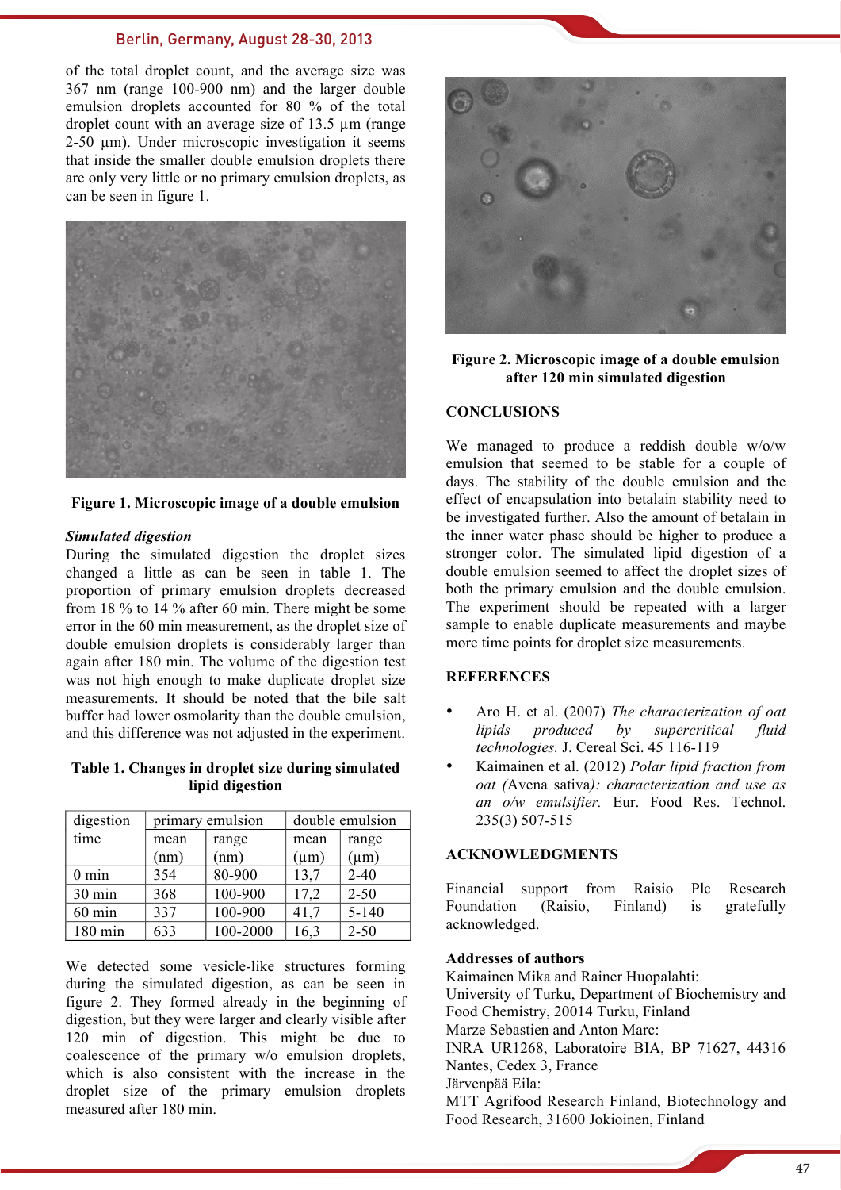of the total droplet count, and the average size was 367 nm (range 100-900 nm) and the larger double emulsion droplets accounted for 80 % of the total droplet count with an average size of 13.5 µm (range 2-50 µm). Under microscopic investigation it seems that inside the smaller double emulsion droplets there are only very little or no primary emulsion droplets, as can be seen in figure 1.

**Figure 1. Microscopic image of a double emulsion**

***Simulated digestion***

During the simulated digestion the droplet sizes changed a little as can be seen in table 1. The proportion of primary emulsion droplets decreased from 18 % to 14 % after 60 min. There might be some error in the 60 min measurement, as the droplet size of double emulsion droplets is considerably larger than again after 180 min. The volume of the digestion test was not high enough to make duplicate droplet size measurements. It should be noted that the bile salt buffer had lower osmolarity than the double emulsion, and this difference was not adjusted in the experiment.

**Table 1. Changes in droplet size during simulated lipid digestion**

| digestion time | primary emulsion | | double emulsion | |
|---|---|---|---|---|
| | mean (nm) | range (nm) | mean (µm) | range (µm) |
| 0 min | 354 | 80-900 | 13,7 | 2-40 |
| 30 min | 368 | 100-900 | 17,2 | 2-50 |
| 60 min | 337 | 100-900 | 41,7 | 5-140 |
| 180 min | 633 | 100-2000 | 16,3 | 2-50 |

We detected some vesicle-like structures forming during the simulated digestion, as can be seen in figure 2. They formed already in the beginning of digestion, but they were larger and clearly visible after 120 min of digestion. This might be due to coalescence of the primary w/o emulsion droplets, which is also consistent with the increase in the droplet size of the primary emulsion droplets measured after 180 min.

**Figure 2. Microscopic image of a double emulsion after 120 min simulated digestion**

## CONCLUSIONS

We managed to produce a reddish double w/o/w emulsion that seemed to be stable for a couple of days. The stability of the double emulsion and the effect of encapsulation into betalain stability need to be investigated further. Also the amount of betalain in the inner water phase should be higher to produce a stronger color. The simulated lipid digestion of a double emulsion seemed to affect the droplet sizes of both the primary emulsion and the double emulsion. The experiment should be repeated with a larger sample to enable duplicate measurements and maybe more time points for droplet size measurements.

## REFERENCES

- Aro H. et al. (2007) *The characterization of oat lipids produced by supercritical fluid technologies.* J. Cereal Sci. 45 116-119
- Kaimainen et al. (2012) *Polar lipid fraction from oat (*Avena sativa*): characterization and use as an o/w emulsifier.* Eur. Food Res. Technol. 235(3) 507-515

## ACKNOWLEDGMENTS

Financial support from Raisio Plc Research Foundation (Raisio, Finland) is gratefully acknowledged.

**Addresses of authors**

Kaimainen Mika and Rainer Huopalahti:
University of Turku, Department of Biochemistry and Food Chemistry, 20014 Turku, Finland
Marze Sebastien and Anton Marc:
INRA UR1268, Laboratoire BIA, BP 71627, 44316 Nantes, Cedex 3, France
Järvenpää Eila:
MTT Agrifood Research Finland, Biotechnology and Food Research, 31600 Jokioinen, Finland